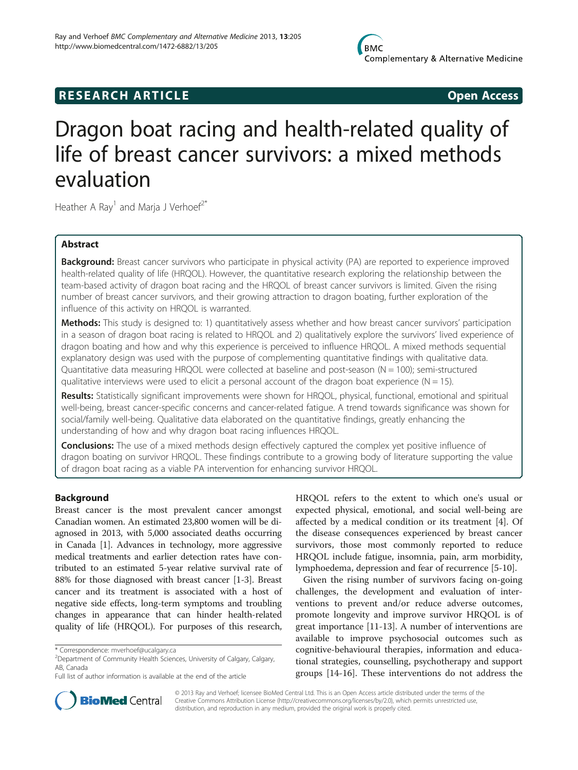# RESEARCH ARTICLE

Open Access

# Dragon boat racing and health-related quality of life of breast cancer survivors: a mixed methods evaluation

Heather A Ray[1] and Marja J Verhoef[2*]

## Abstract

**Background:** Breast cancer survivors who participate in physical activity (PA) are reported to experience improved health-related quality of life (HRQOL). However, the quantitative research exploring the relationship between the team-based activity of dragon boat racing and the HRQOL of breast cancer survivors is limited. Given the rising number of breast cancer survivors, and their growing attraction to dragon boating, further exploration of the influence of this activity on HRQOL is warranted.

**Methods:** This study is designed to: 1) quantitatively assess whether and how breast cancer survivors' participation in a season of dragon boat racing is related to HRQOL and 2) qualitatively explore the survivors' lived experience of dragon boating and how and why this experience is perceived to influence HRQOL. A mixed methods sequential explanatory design was used with the purpose of complementing quantitative findings with qualitative data. Quantitative data measuring HRQOL were collected at baseline and post-season (N = 100); semi-structured qualitative interviews were used to elicit a personal account of the dragon boat experience (N = 15).

**Results:** Statistically significant improvements were shown for HRQOL, physical, functional, emotional and spiritual well-being, breast cancer-specific concerns and cancer-related fatigue. A trend towards significance was shown for social/family well-being. Qualitative data elaborated on the quantitative findings, greatly enhancing the understanding of how and why dragon boat racing influences HRQOL.

**Conclusions:** The use of a mixed methods design effectively captured the complex yet positive influence of dragon boating on survivor HRQOL. These findings contribute to a growing body of literature supporting the value of dragon boat racing as a viable PA intervention for enhancing survivor HRQOL.

## Background

Breast cancer is the most prevalent cancer amongst Canadian women. An estimated 23,800 women will be diagnosed in 2013, with 5,000 associated deaths occurring in Canada [1]. Advances in technology, more aggressive medical treatments and earlier detection rates have contributed to an estimated 5-year relative survival rate of 88% for those diagnosed with breast cancer [1-3]. Breast cancer and its treatment is associated with a host of negative side effects, long-term symptoms and troubling changes in appearance that can hinder health-related quality of life (HRQOL). For purposes of this research, HRQOL refers to the extent to which one's usual or expected physical, emotional, and social well-being are affected by a medical condition or its treatment [4]. Of the disease consequences experienced by breast cancer survivors, those most commonly reported to reduce HRQOL include fatigue, insomnia, pain, arm morbidity, lymphoedema, depression and fear of recurrence [5-10].

Given the rising number of survivors facing on-going challenges, the development and evaluation of interventions to prevent and/or reduce adverse outcomes, promote longevity and improve survivor HRQOL is of great importance [11-13]. A number of interventions are available to improve psychosocial outcomes such as cognitive-behavioural therapies, information and educational strategies, counselling, psychotherapy and support groups [14-16]. These interventions do not address the

\* Correspondence: mverhoef@ucalgary.ca
[2]Department of Community Health Sciences, University of Calgary, Calgary, AB, Canada
Full list of author information is available at the end of the article

© 2013 Ray and Verhoef; licensee BioMed Central Ltd. This is an Open Access article distributed under the terms of the Creative Commons Attribution License (http://creativecommons.org/licenses/by/2.0), which permits unrestricted use, distribution, and reproduction in any medium, provided the original work is properly cited.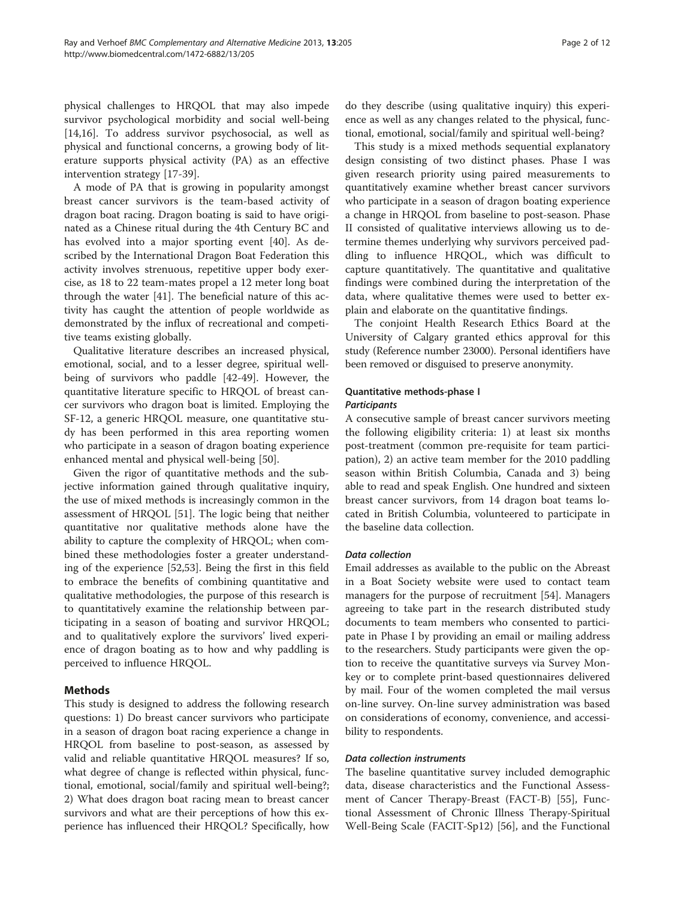physical challenges to HRQOL that may also impede survivor psychological morbidity and social well-being [14,16]. To address survivor psychosocial, as well as physical and functional concerns, a growing body of literature supports physical activity (PA) as an effective intervention strategy [17-39].

A mode of PA that is growing in popularity amongst breast cancer survivors is the team-based activity of dragon boat racing. Dragon boating is said to have originated as a Chinese ritual during the 4th Century BC and has evolved into a major sporting event [40]. As described by the International Dragon Boat Federation this activity involves strenuous, repetitive upper body exercise, as 18 to 22 team-mates propel a 12 meter long boat through the water [41]. The beneficial nature of this activity has caught the attention of people worldwide as demonstrated by the influx of recreational and competitive teams existing globally.

Qualitative literature describes an increased physical, emotional, social, and to a lesser degree, spiritual well-being of survivors who paddle [42-49]. However, the quantitative literature specific to HRQOL of breast cancer survivors who dragon boat is limited. Employing the SF-12, a generic HRQOL measure, one quantitative study has been performed in this area reporting women who participate in a season of dragon boating experience enhanced mental and physical well-being [50].

Given the rigor of quantitative methods and the subjective information gained through qualitative inquiry, the use of mixed methods is increasingly common in the assessment of HRQOL [51]. The logic being that neither quantitative nor qualitative methods alone have the ability to capture the complexity of HRQOL; when combined these methodologies foster a greater understanding of the experience [52,53]. Being the first in this field to embrace the benefits of combining quantitative and qualitative methodologies, the purpose of this research is to quantitatively examine the relationship between participating in a season of boating and survivor HRQOL; and to qualitatively explore the survivors' lived experience of dragon boating as to how and why paddling is perceived to influence HRQOL.

## Methods

This study is designed to address the following research questions: 1) Do breast cancer survivors who participate in a season of dragon boat racing experience a change in HRQOL from baseline to post-season, as assessed by valid and reliable quantitative HRQOL measures? If so, what degree of change is reflected within physical, functional, emotional, social/family and spiritual well-being?; 2) What does dragon boat racing mean to breast cancer survivors and what are their perceptions of how this experience has influenced their HRQOL? Specifically, how do they describe (using qualitative inquiry) this experience as well as any changes related to the physical, functional, emotional, social/family and spiritual well-being?

This study is a mixed methods sequential explanatory design consisting of two distinct phases. Phase I was given research priority using paired measurements to quantitatively examine whether breast cancer survivors who participate in a season of dragon boating experience a change in HRQOL from baseline to post-season. Phase II consisted of qualitative interviews allowing us to determine themes underlying why survivors perceived paddling to influence HRQOL, which was difficult to capture quantitatively. The quantitative and qualitative findings were combined during the interpretation of the data, where qualitative themes were used to better explain and elaborate on the quantitative findings.

The conjoint Health Research Ethics Board at the University of Calgary granted ethics approval for this study (Reference number 23000). Personal identifiers have been removed or disguised to preserve anonymity.

### Quantitative methods-phase I

#### *Participants*

A consecutive sample of breast cancer survivors meeting the following eligibility criteria: 1) at least six months post-treatment (common pre-requisite for team participation), 2) an active team member for the 2010 paddling season within British Columbia, Canada and 3) being able to read and speak English. One hundred and sixteen breast cancer survivors, from 14 dragon boat teams located in British Columbia, volunteered to participate in the baseline data collection.

#### *Data collection*

Email addresses as available to the public on the Abreast in a Boat Society website were used to contact team managers for the purpose of recruitment [54]. Managers agreeing to take part in the research distributed study documents to team members who consented to participate in Phase I by providing an email or mailing address to the researchers. Study participants were given the option to receive the quantitative surveys via Survey Monkey or to complete print-based questionnaires delivered by mail. Four of the women completed the mail versus on-line survey. On-line survey administration was based on considerations of economy, convenience, and accessibility to respondents.

#### *Data collection instruments*

The baseline quantitative survey included demographic data, disease characteristics and the Functional Assessment of Cancer Therapy-Breast (FACT-B) [55], Functional Assessment of Chronic Illness Therapy-Spiritual Well-Being Scale (FACIT-Sp12) [56], and the Functional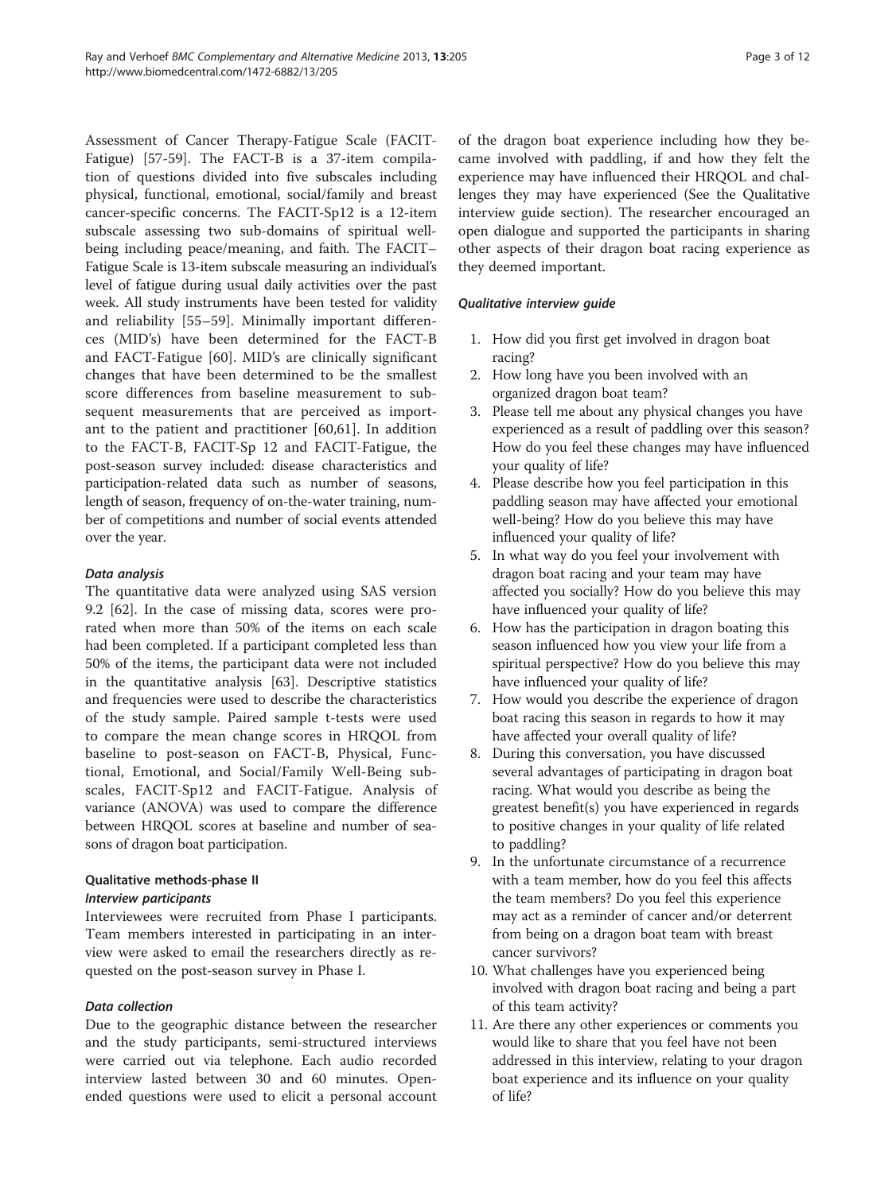Assessment of Cancer Therapy-Fatigue Scale (FACIT-Fatigue) [57-59]. The FACT-B is a 37-item compilation of questions divided into five subscales including physical, functional, emotional, social/family and breast cancer-specific concerns. The FACIT-Sp12 is a 12-item subscale assessing two sub-domains of spiritual well-being including peace/meaning, and faith. The FACIT–Fatigue Scale is 13-item subscale measuring an individual's level of fatigue during usual daily activities over the past week. All study instruments have been tested for validity and reliability [55–59]. Minimally important differences (MID's) have been determined for the FACT-B and FACT-Fatigue [60]. MID's are clinically significant changes that have been determined to be the smallest score differences from baseline measurement to subsequent measurements that are perceived as important to the patient and practitioner [60,61]. In addition to the FACT-B, FACIT-Sp 12 and FACIT-Fatigue, the post-season survey included: disease characteristics and participation-related data such as number of seasons, length of season, frequency of on-the-water training, number of competitions and number of social events attended over the year.

#### Data analysis

The quantitative data were analyzed using SAS version 9.2 [62]. In the case of missing data, scores were prorated when more than 50% of the items on each scale had been completed. If a participant completed less than 50% of the items, the participant data were not included in the quantitative analysis [63]. Descriptive statistics and frequencies were used to describe the characteristics of the study sample. Paired sample t-tests were used to compare the mean change scores in HRQOL from baseline to post-season on FACT-B, Physical, Functional, Emotional, and Social/Family Well-Being subscales, FACIT-Sp12 and FACIT-Fatigue. Analysis of variance (ANOVA) was used to compare the difference between HRQOL scores at baseline and number of seasons of dragon boat participation.

### Qualitative methods-phase II

#### Interview participants

Interviewees were recruited from Phase I participants. Team members interested in participating in an interview were asked to email the researchers directly as requested on the post-season survey in Phase I.

#### Data collection

Due to the geographic distance between the researcher and the study participants, semi-structured interviews were carried out via telephone. Each audio recorded interview lasted between 30 and 60 minutes. Open-ended questions were used to elicit a personal account of the dragon boat experience including how they became involved with paddling, if and how they felt the experience may have influenced their HRQOL and challenges they may have experienced (See the Qualitative interview guide section). The researcher encouraged an open dialogue and supported the participants in sharing other aspects of their dragon boat racing experience as they deemed important.

#### Qualitative interview guide

1. How did you first get involved in dragon boat racing?
2. How long have you been involved with an organized dragon boat team?
3. Please tell me about any physical changes you have experienced as a result of paddling over this season? How do you feel these changes may have influenced your quality of life?
4. Please describe how you feel participation in this paddling season may have affected your emotional well-being? How do you believe this may have influenced your quality of life?
5. In what way do you feel your involvement with dragon boat racing and your team may have affected you socially? How do you believe this may have influenced your quality of life?
6. How has the participation in dragon boating this season influenced how you view your life from a spiritual perspective? How do you believe this may have influenced your quality of life?
7. How would you describe the experience of dragon boat racing this season in regards to how it may have affected your overall quality of life?
8. During this conversation, you have discussed several advantages of participating in dragon boat racing. What would you describe as being the greatest benefit(s) you have experienced in regards to positive changes in your quality of life related to paddling?
9. In the unfortunate circumstance of a recurrence with a team member, how do you feel this affects the team members? Do you feel this experience may act as a reminder of cancer and/or deterrent from being on a dragon boat team with breast cancer survivors?
10. What challenges have you experienced being involved with dragon boat racing and being a part of this team activity?
11. Are there any other experiences or comments you would like to share that you feel have not been addressed in this interview, relating to your dragon boat experience and its influence on your quality of life?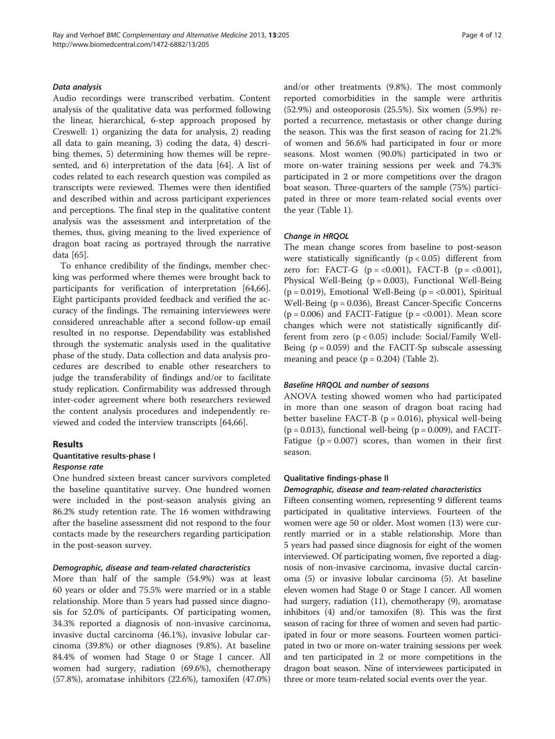#### *Data analysis*

Audio recordings were transcribed verbatim. Content analysis of the qualitative data was performed following the linear, hierarchical, 6-step approach proposed by Creswell: 1) organizing the data for analysis, 2) reading all data to gain meaning, 3) coding the data, 4) describing themes, 5) determining how themes will be represented, and 6) interpretation of the data [64]. A list of codes related to each research question was compiled as transcripts were reviewed. Themes were then identified and described within and across participant experiences and perceptions. The final step in the qualitative content analysis was the assessment and interpretation of the themes, thus, giving meaning to the lived experience of dragon boat racing as portrayed through the narrative data [65].

To enhance credibility of the findings, member checking was performed where themes were brought back to participants for verification of interpretation [64,66]. Eight participants provided feedback and verified the accuracy of the findings. The remaining interviewees were considered unreachable after a second follow-up email resulted in no response. Dependability was established through the systematic analysis used in the qualitative phase of the study. Data collection and data analysis procedures are described to enable other researchers to judge the transferability of findings and/or to facilitate study replication. Confirmability was addressed through inter-coder agreement where both researchers reviewed the content analysis procedures and independently reviewed and coded the interview transcripts [64,66].

## Results

### Quantitative results-phase I

#### *Response rate*

One hundred sixteen breast cancer survivors completed the baseline quantitative survey. One hundred women were included in the post-season analysis giving an 86.2% study retention rate. The 16 women withdrawing after the baseline assessment did not respond to the four contacts made by the researchers regarding participation in the post-season survey.

#### *Demographic, disease and team-related characteristics*

More than half of the sample (54.9%) was at least 60 years or older and 75.5% were married or in a stable relationship. More than 5 years had passed since diagnosis for 52.0% of participants. Of participating women, 34.3% reported a diagnosis of non-invasive carcinoma, invasive ductal carcinoma (46.1%), invasive lobular carcinoma (39.8%) or other diagnoses (9.8%). At baseline 84.4% of women had Stage 0 or Stage I cancer. All women had surgery, radiation (69.6%), chemotherapy (57.8%), aromatase inhibitors (22.6%), tamoxifen (47.0%) and/or other treatments (9.8%). The most commonly reported comorbidities in the sample were arthritis (52.9%) and osteoporosis (25.5%). Six women (5.9%) reported a recurrence, metastasis or other change during the season. This was the first season of racing for 21.2% of women and 56.6% had participated in four or more seasons. Most women (90.0%) participated in two or more on-water training sessions per week and 74.3% participated in 2 or more competitions over the dragon boat season. Three-quarters of the sample (75%) participated in three or more team-related social events over the year (Table 1).

#### *Change in HRQOL*

The mean change scores from baseline to post-season were statistically significantly ($p < 0.05$) different from zero for: FACT-G ($p = <0.001$), FACT-B ($p = <0.001$), Physical Well-Being ($p = 0.003$), Functional Well-Being ($p = 0.019$), Emotional Well-Being ($p = <0.001$), Spiritual Well-Being ($p = 0.036$), Breast Cancer-Specific Concerns ($p = 0.006$) and FACIT-Fatigue ($p = <0.001$). Mean score changes which were not statistically significantly different from zero ($p < 0.05$) include: Social/Family Well-Being ($p = 0.059$) and the FACIT-Sp subscale assessing meaning and peace ($p = 0.204$) (Table 2).

#### *Baseline HRQOL and number of seasons*

ANOVA testing showed women who had participated in more than one season of dragon boat racing had better baseline FACT-B ($p = 0.016$), physical well-being ($p = 0.013$), functional well-being ($p = 0.009$), and FACIT-Fatigue ($p = 0.007$) scores, than women in their first season.

### Qualitative findings-phase II

#### *Demographic, disease and team-related characteristics*

Fifteen consenting women, representing 9 different teams participated in qualitative interviews. Fourteen of the women were age 50 or older. Most women (13) were currently married or in a stable relationship. More than 5 years had passed since diagnosis for eight of the women interviewed. Of participating women, five reported a diagnosis of non-invasive carcinoma, invasive ductal carcinoma (5) or invasive lobular carcinoma (5). At baseline eleven women had Stage 0 or Stage I cancer. All women had surgery, radiation (11), chemotherapy (9), aromatase inhibitors (4) and/or tamoxifen (8). This was the first season of racing for three of women and seven had participated in four or more seasons. Fourteen women participated in two or more on-water training sessions per week and ten participated in 2 or more competitions in the dragon boat season. Nine of interviewees participated in three or more team-related social events over the year.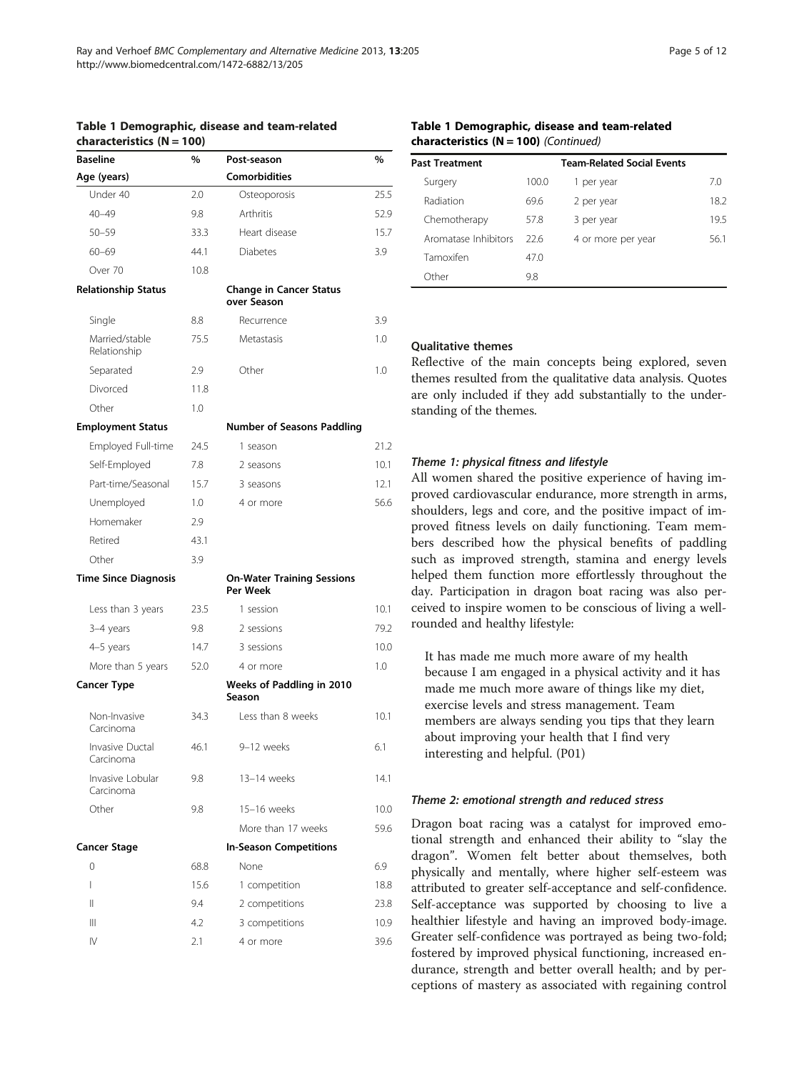**Table 1 Demographic, disease and team-related characteristics (N = 100)**

| Baseline | % | Post-season | % |
|---|---|---|---|
| **Age (years)** | | **Comorbidities** | |
| Under 40 | 2.0 | Osteoporosis | 25.5 |
| 40–49 | 9.8 | Arthritis | 52.9 |
| 50–59 | 33.3 | Heart disease | 15.7 |
| 60–69 | 44.1 | Diabetes | 3.9 |
| Over 70 | 10.8 | | |
| **Relationship Status** | | **Change in Cancer Status over Season** | |
| Single | 8.8 | Recurrence | 3.9 |
| Married/stable Relationship | 75.5 | Metastasis | 1.0 |
| Separated | 2.9 | Other | 1.0 |
| Divorced | 11.8 | | |
| Other | 1.0 | | |
| **Employment Status** | | **Number of Seasons Paddling** | |
| Employed Full-time | 24.5 | 1 season | 21.2 |
| Self-Employed | 7.8 | 2 seasons | 10.1 |
| Part-time/Seasonal | 15.7 | 3 seasons | 12.1 |
| Unemployed | 1.0 | 4 or more | 56.6 |
| Homemaker | 2.9 | | |
| Retired | 43.1 | | |
| Other | 3.9 | | |
| **Time Since Diagnosis** | | **On-Water Training Sessions Per Week** | |
| Less than 3 years | 23.5 | 1 session | 10.1 |
| 3–4 years | 9.8 | 2 sessions | 79.2 |
| 4–5 years | 14.7 | 3 sessions | 10.0 |
| More than 5 years | 52.0 | 4 or more | 1.0 |
| **Cancer Type** | | **Weeks of Paddling in 2010 Season** | |
| Non-Invasive Carcinoma | 34.3 | Less than 8 weeks | 10.1 |
| Invasive Ductal Carcinoma | 46.1 | 9–12 weeks | 6.1 |
| Invasive Lobular Carcinoma | 9.8 | 13–14 weeks | 14.1 |
| Other | 9.8 | 15–16 weeks | 10.0 |
| | | More than 17 weeks | 59.6 |
| **Cancer Stage** | | **In-Season Competitions** | |
| 0 | 68.8 | None | 6.9 |
| I | 15.6 | 1 competition | 18.8 |
| II | 9.4 | 2 competitions | 23.8 |
| III | 4.2 | 3 competitions | 10.9 |
| IV | 2.1 | 4 or more | 39.6 |

**Table 1 Demographic, disease and team-related characteristics (N = 100)** *(Continued)*

| Past Treatment | | Team-Related Social Events | |
|---|---|---|---|
| Surgery | 100.0 | 1 per year | 7.0 |
| Radiation | 69.6 | 2 per year | 18.2 |
| Chemotherapy | 57.8 | 3 per year | 19.5 |
| Aromatase Inhibitors | 22.6 | 4 or more per year | 56.1 |
| Tamoxifen | 47.0 | | |
| Other | 9.8 | | |

### Qualitative themes

Reflective of the main concepts being explored, seven themes resulted from the qualitative data analysis. Quotes are only included if they add substantially to the understanding of the themes.

#### *Theme 1: physical fitness and lifestyle*

All women shared the positive experience of having improved cardiovascular endurance, more strength in arms, shoulders, legs and core, and the positive impact of improved fitness levels on daily functioning. Team members described how the physical benefits of paddling such as improved strength, stamina and energy levels helped them function more effortlessly throughout the day. Participation in dragon boat racing was also perceived to inspire women to be conscious of living a well-rounded and healthy lifestyle:

> It has made me much more aware of my health because I am engaged in a physical activity and it has made me much more aware of things like my diet, exercise levels and stress management. Team members are always sending you tips that they learn about improving your health that I find very interesting and helpful. (P01)

#### *Theme 2: emotional strength and reduced stress*

Dragon boat racing was a catalyst for improved emotional strength and enhanced their ability to "slay the dragon". Women felt better about themselves, both physically and mentally, where higher self-esteem was attributed to greater self-acceptance and self-confidence. Self-acceptance was supported by choosing to live a healthier lifestyle and having an improved body-image. Greater self-confidence was portrayed as being two-fold; fostered by improved physical functioning, increased endurance, strength and better overall health; and by perceptions of mastery as associated with regaining control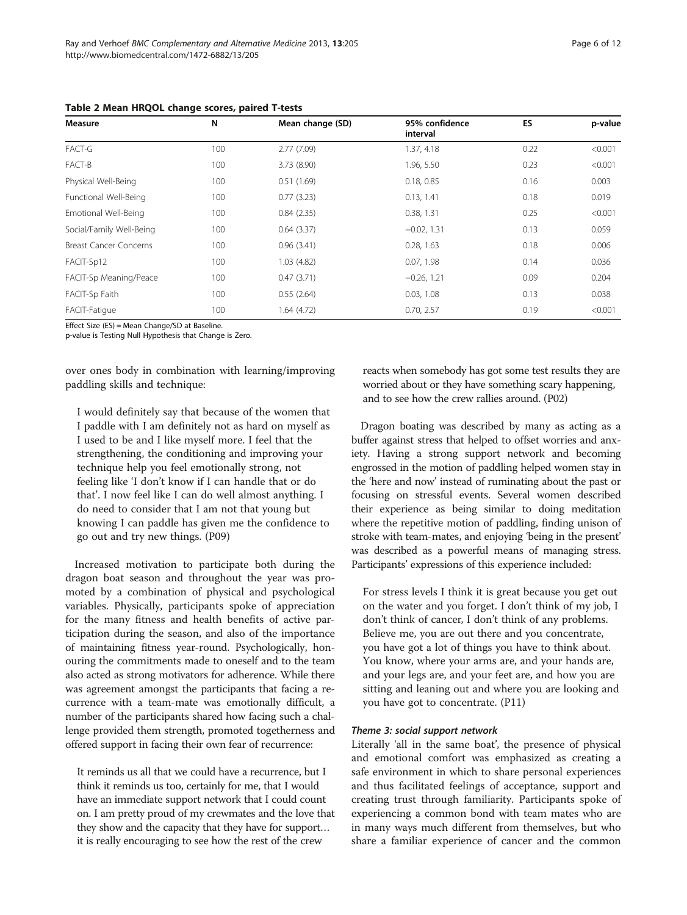**Table 2 Mean HRQOL change scores, paired T-tests**

| Measure | N | Mean change (SD) | 95% confidence interval | ES | p-value |
|---|---|---|---|---|---|
| FACT-G | 100 | 2.77 (7.09) | 1.37, 4.18 | 0.22 | <0.001 |
| FACT-B | 100 | 3.73 (8.90) | 1.96, 5.50 | 0.23 | <0.001 |
| Physical Well-Being | 100 | 0.51 (1.69) | 0.18, 0.85 | 0.16 | 0.003 |
| Functional Well-Being | 100 | 0.77 (3.23) | 0.13, 1.41 | 0.18 | 0.019 |
| Emotional Well-Being | 100 | 0.84 (2.35) | 0.38, 1.31 | 0.25 | <0.001 |
| Social/Family Well-Being | 100 | 0.64 (3.37) | −0.02, 1.31 | 0.13 | 0.059 |
| Breast Cancer Concerns | 100 | 0.96 (3.41) | 0.28, 1.63 | 0.18 | 0.006 |
| FACIT-Sp12 | 100 | 1.03 (4.82) | 0.07, 1.98 | 0.14 | 0.036 |
| FACIT-Sp Meaning/Peace | 100 | 0.47 (3.71) | −0.26, 1.21 | 0.09 | 0.204 |
| FACIT-Sp Faith | 100 | 0.55 (2.64) | 0.03, 1.08 | 0.13 | 0.038 |
| FACIT-Fatigue | 100 | 1.64 (4.72) | 0.70, 2.57 | 0.19 | <0.001 |

Effect Size (ES) = Mean Change/SD at Baseline.
p-value is Testing Null Hypothesis that Change is Zero.

over ones body in combination with learning/improving paddling skills and technique:

> I would definitely say that because of the women that I paddle with I am definitely not as hard on myself as I used to be and I like myself more. I feel that the strengthening, the conditioning and improving your technique help you feel emotionally strong, not feeling like 'I don't know if I can handle that or do that'. I now feel like I can do well almost anything. I do need to consider that I am not that young but knowing I can paddle has given me the confidence to go out and try new things. (P09)

Increased motivation to participate both during the dragon boat season and throughout the year was promoted by a combination of physical and psychological variables. Physically, participants spoke of appreciation for the many fitness and health benefits of active participation during the season, and also of the importance of maintaining fitness year-round. Psychologically, honouring the commitments made to oneself and to the team also acted as strong motivators for adherence. While there was agreement amongst the participants that facing a recurrence with a team-mate was emotionally difficult, a number of the participants shared how facing such a challenge provided them strength, promoted togetherness and offered support in facing their own fear of recurrence:

> It reminds us all that we could have a recurrence, but I think it reminds us too, certainly for me, that I would have an immediate support network that I could count on. I am pretty proud of my crewmates and the love that they show and the capacity that they have for support… it is really encouraging to see how the rest of the crew reacts when somebody has got some test results they are worried about or they have something scary happening, and to see how the crew rallies around. (P02)

Dragon boating was described by many as acting as a buffer against stress that helped to offset worries and anxiety. Having a strong support network and becoming engrossed in the motion of paddling helped women stay in the 'here and now' instead of ruminating about the past or focusing on stressful events. Several women described their experience as being similar to doing meditation where the repetitive motion of paddling, finding unison of stroke with team-mates, and enjoying 'being in the present' was described as a powerful means of managing stress. Participants' expressions of this experience included:

> For stress levels I think it is great because you get out on the water and you forget. I don't think of my job, I don't think of cancer, I don't think of any problems. Believe me, you are out there and you concentrate, you have got a lot of things you have to think about. You know, where your arms are, and your hands are, and your legs are, and your feet are, and how you are sitting and leaning out and where you are looking and you have got to concentrate. (P11)

#### *Theme 3: social support network*

Literally 'all in the same boat', the presence of physical and emotional comfort was emphasized as creating a safe environment in which to share personal experiences and thus facilitated feelings of acceptance, support and creating trust through familiarity. Participants spoke of experiencing a common bond with team mates who are in many ways much different from themselves, but who share a familiar experience of cancer and the common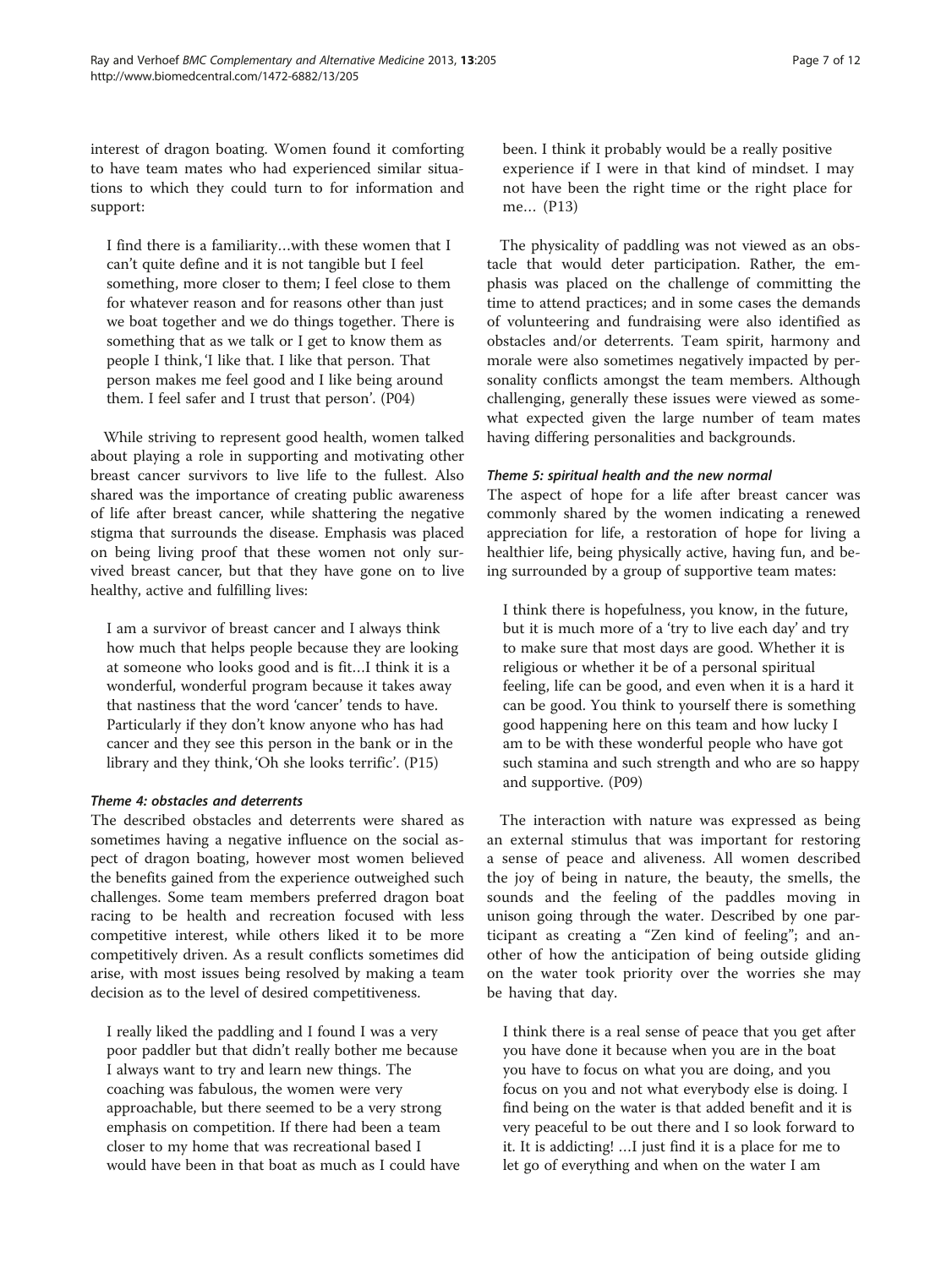interest of dragon boating. Women found it comforting to have team mates who had experienced similar situations to which they could turn to for information and support:

> I find there is a familiarity…with these women that I can't quite define and it is not tangible but I feel something, more closer to them; I feel close to them for whatever reason and for reasons other than just we boat together and we do things together. There is something that as we talk or I get to know them as people I think, 'I like that. I like that person. That person makes me feel good and I like being around them. I feel safer and I trust that person'. (P04)

While striving to represent good health, women talked about playing a role in supporting and motivating other breast cancer survivors to live life to the fullest. Also shared was the importance of creating public awareness of life after breast cancer, while shattering the negative stigma that surrounds the disease. Emphasis was placed on being living proof that these women not only survived breast cancer, but that they have gone on to live healthy, active and fulfilling lives:

> I am a survivor of breast cancer and I always think how much that helps people because they are looking at someone who looks good and is fit…I think it is a wonderful, wonderful program because it takes away that nastiness that the word 'cancer' tends to have. Particularly if they don't know anyone who has had cancer and they see this person in the bank or in the library and they think, 'Oh she looks terrific'. (P15)

#### Theme 4: obstacles and deterrents

The described obstacles and deterrents were shared as sometimes having a negative influence on the social aspect of dragon boating, however most women believed the benefits gained from the experience outweighed such challenges. Some team members preferred dragon boat racing to be health and recreation focused with less competitive interest, while others liked it to be more competitively driven. As a result conflicts sometimes did arise, with most issues being resolved by making a team decision as to the level of desired competitiveness.

> I really liked the paddling and I found I was a very poor paddler but that didn't really bother me because I always want to try and learn new things. The coaching was fabulous, the women were very approachable, but there seemed to be a very strong emphasis on competition. If there had been a team closer to my home that was recreational based I would have been in that boat as much as I could have been. I think it probably would be a really positive experience if I were in that kind of mindset. I may not have been the right time or the right place for me… (P13)

The physicality of paddling was not viewed as an obstacle that would deter participation. Rather, the emphasis was placed on the challenge of committing the time to attend practices; and in some cases the demands of volunteering and fundraising were also identified as obstacles and/or deterrents. Team spirit, harmony and morale were also sometimes negatively impacted by personality conflicts amongst the team members. Although challenging, generally these issues were viewed as somewhat expected given the large number of team mates having differing personalities and backgrounds.

#### Theme 5: spiritual health and the new normal

The aspect of hope for a life after breast cancer was commonly shared by the women indicating a renewed appreciation for life, a restoration of hope for living a healthier life, being physically active, having fun, and being surrounded by a group of supportive team mates:

> I think there is hopefulness, you know, in the future, but it is much more of a 'try to live each day' and try to make sure that most days are good. Whether it is religious or whether it be of a personal spiritual feeling, life can be good, and even when it is a hard it can be good. You think to yourself there is something good happening here on this team and how lucky I am to be with these wonderful people who have got such stamina and such strength and who are so happy and supportive. (P09)

The interaction with nature was expressed as being an external stimulus that was important for restoring a sense of peace and aliveness. All women described the joy of being in nature, the beauty, the smells, the sounds and the feeling of the paddles moving in unison going through the water. Described by one participant as creating a "Zen kind of feeling"; and another of how the anticipation of being outside gliding on the water took priority over the worries she may be having that day.

> I think there is a real sense of peace that you get after you have done it because when you are in the boat you have to focus on what you are doing, and you focus on you and not what everybody else is doing. I find being on the water is that added benefit and it is very peaceful to be out there and I so look forward to it. It is addicting! …I just find it is a place for me to let go of everything and when on the water I am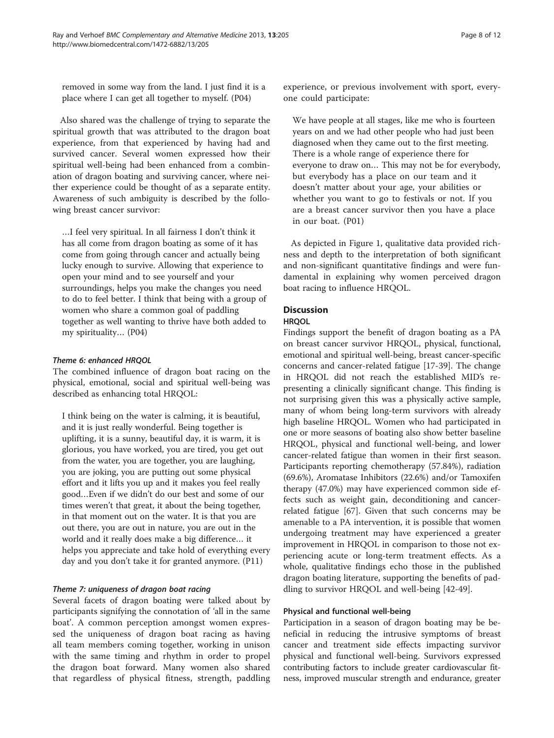removed in some way from the land. I just find it is a place where I can get all together to myself. (P04)

Also shared was the challenge of trying to separate the spiritual growth that was attributed to the dragon boat experience, from that experienced by having had and survived cancer. Several women expressed how their spiritual well-being had been enhanced from a combination of dragon boating and surviving cancer, where neither experience could be thought of as a separate entity. Awareness of such ambiguity is described by the following breast cancer survivor:

> …I feel very spiritual. In all fairness I don't think it has all come from dragon boating as some of it has come from going through cancer and actually being lucky enough to survive. Allowing that experience to open your mind and to see yourself and your surroundings, helps you make the changes you need to do to feel better. I think that being with a group of women who share a common goal of paddling together as well wanting to thrive have both added to my spirituality… (P04)

#### *Theme 6: enhanced HRQOL*

The combined influence of dragon boat racing on the physical, emotional, social and spiritual well-being was described as enhancing total HRQOL:

> I think being on the water is calming, it is beautiful, and it is just really wonderful. Being together is uplifting, it is a sunny, beautiful day, it is warm, it is glorious, you have worked, you are tired, you get out from the water, you are together, you are laughing, you are joking, you are putting out some physical effort and it lifts you up and it makes you feel really good…Even if we didn't do our best and some of our times weren't that great, it about the being together, in that moment out on the water. It is that you are out there, you are out in nature, you are out in the world and it really does make a big difference… it helps you appreciate and take hold of everything every day and you don't take it for granted anymore. (P11)

#### *Theme 7: uniqueness of dragon boat racing*

Several facets of dragon boating were talked about by participants signifying the connotation of 'all in the same boat'. A common perception amongst women expressed the uniqueness of dragon boat racing as having all team members coming together, working in unison with the same timing and rhythm in order to propel the dragon boat forward. Many women also shared that regardless of physical fitness, strength, paddling experience, or previous involvement with sport, everyone could participate:

> We have people at all stages, like me who is fourteen years on and we had other people who had just been diagnosed when they came out to the first meeting. There is a whole range of experience there for everyone to draw on… This may not be for everybody, but everybody has a place on our team and it doesn't matter about your age, your abilities or whether you want to go to festivals or not. If you are a breast cancer survivor then you have a place in our boat. (P01)

As depicted in Figure 1, qualitative data provided richness and depth to the interpretation of both significant and non-significant quantitative findings and were fundamental in explaining why women perceived dragon boat racing to influence HRQOL.

## Discussion

### HRQOL

Findings support the benefit of dragon boating as a PA on breast cancer survivor HRQOL, physical, functional, emotional and spiritual well-being, breast cancer-specific concerns and cancer-related fatigue [17-39]. The change in HRQOL did not reach the established MID's representing a clinically significant change. This finding is not surprising given this was a physically active sample, many of whom being long-term survivors with already high baseline HRQOL. Women who had participated in one or more seasons of boating also show better baseline HRQOL, physical and functional well-being, and lower cancer-related fatigue than women in their first season. Participants reporting chemotherapy (57.84%), radiation (69.6%), Aromatase Inhibitors (22.6%) and/or Tamoxifen therapy (47.0%) may have experienced common side effects such as weight gain, deconditioning and cancer-related fatigue [67]. Given that such concerns may be amenable to a PA intervention, it is possible that women undergoing treatment may have experienced a greater improvement in HRQOL in comparison to those not experiencing acute or long-term treatment effects. As a whole, qualitative findings echo those in the published dragon boating literature, supporting the benefits of paddling to survivor HRQOL and well-being [42-49].

### Physical and functional well-being

Participation in a season of dragon boating may be beneficial in reducing the intrusive symptoms of breast cancer and treatment side effects impacting survivor physical and functional well-being. Survivors expressed contributing factors to include greater cardiovascular fitness, improved muscular strength and endurance, greater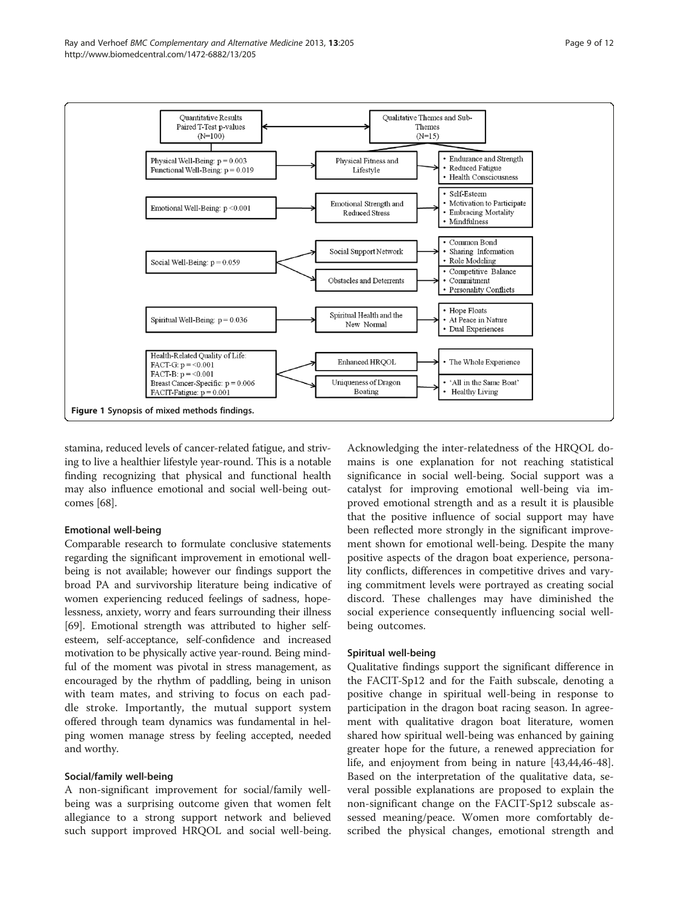Figure 1 Synopsis of mixed methods findings.

stamina, reduced levels of cancer-related fatigue, and striving to live a healthier lifestyle year-round. This is a notable finding recognizing that physical and functional health may also influence emotional and social well-being outcomes [68].

### Emotional well-being

Comparable research to formulate conclusive statements regarding the significant improvement in emotional well-being is not available; however our findings support the broad PA and survivorship literature being indicative of women experiencing reduced feelings of sadness, hopelessness, anxiety, worry and fears surrounding their illness [69]. Emotional strength was attributed to higher self-esteem, self-acceptance, self-confidence and increased motivation to be physically active year-round. Being mindful of the moment was pivotal in stress management, as encouraged by the rhythm of paddling, being in unison with team mates, and striving to focus on each paddle stroke. Importantly, the mutual support system offered through team dynamics was fundamental in helping women manage stress by feeling accepted, needed and worthy.

### Social/family well-being

A non-significant improvement for social/family well-being was a surprising outcome given that women felt allegiance to a strong support network and believed such support improved HRQOL and social well-being. Acknowledging the inter-relatedness of the HRQOL domains is one explanation for not reaching statistical significance in social well-being. Social support was a catalyst for improving emotional well-being via improved emotional strength and as a result it is plausible that the positive influence of social support may have been reflected more strongly in the significant improvement shown for emotional well-being. Despite the many positive aspects of the dragon boat experience, personality conflicts, differences in competitive drives and varying commitment levels were portrayed as creating social discord. These challenges may have diminished the social experience consequently influencing social well-being outcomes.

### Spiritual well-being

Qualitative findings support the significant difference in the FACIT-Sp12 and for the Faith subscale, denoting a positive change in spiritual well-being in response to participation in the dragon boat racing season. In agreement with qualitative dragon boat literature, women shared how spiritual well-being was enhanced by gaining greater hope for the future, a renewed appreciation for life, and enjoyment from being in nature [43,44,46-48]. Based on the interpretation of the qualitative data, several possible explanations are proposed to explain the non-significant change on the FACIT-Sp12 subscale assessed meaning/peace. Women more comfortably described the physical changes, emotional strength and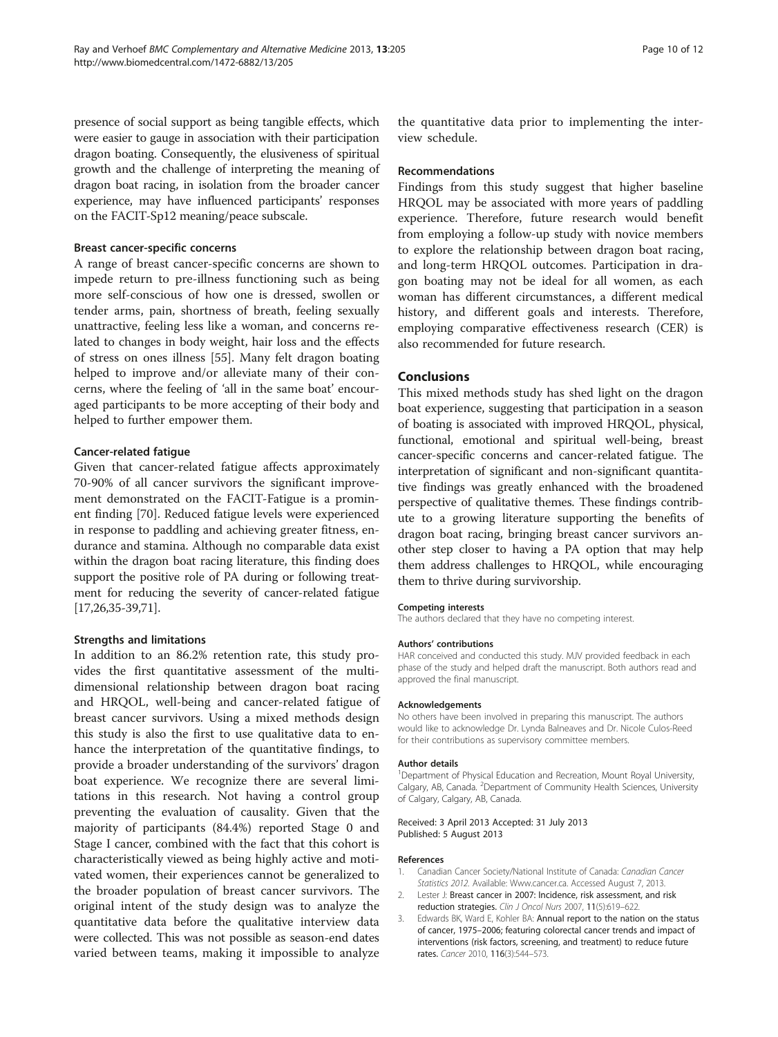presence of social support as being tangible effects, which were easier to gauge in association with their participation dragon boating. Consequently, the elusiveness of spiritual growth and the challenge of interpreting the meaning of dragon boat racing, in isolation from the broader cancer experience, may have influenced participants' responses on the FACIT-Sp12 meaning/peace subscale.

### Breast cancer-specific concerns

A range of breast cancer-specific concerns are shown to impede return to pre-illness functioning such as being more self-conscious of how one is dressed, swollen or tender arms, pain, shortness of breath, feeling sexually unattractive, feeling less like a woman, and concerns related to changes in body weight, hair loss and the effects of stress on ones illness [55]. Many felt dragon boating helped to improve and/or alleviate many of their concerns, where the feeling of 'all in the same boat' encouraged participants to be more accepting of their body and helped to further empower them.

### Cancer-related fatigue

Given that cancer-related fatigue affects approximately 70-90% of all cancer survivors the significant improvement demonstrated on the FACIT-Fatigue is a prominent finding [70]. Reduced fatigue levels were experienced in response to paddling and achieving greater fitness, endurance and stamina. Although no comparable data exist within the dragon boat racing literature, this finding does support the positive role of PA during or following treatment for reducing the severity of cancer-related fatigue [17,26,35-39,71].

### Strengths and limitations

In addition to an 86.2% retention rate, this study provides the first quantitative assessment of the multi-dimensional relationship between dragon boat racing and HRQOL, well-being and cancer-related fatigue of breast cancer survivors. Using a mixed methods design this study is also the first to use qualitative data to enhance the interpretation of the quantitative findings, to provide a broader understanding of the survivors' dragon boat experience. We recognize there are several limitations in this research. Not having a control group preventing the evaluation of causality. Given that the majority of participants (84.4%) reported Stage 0 and Stage I cancer, combined with the fact that this cohort is characteristically viewed as being highly active and motivated women, their experiences cannot be generalized to the broader population of breast cancer survivors. The original intent of the study design was to analyze the quantitative data before the qualitative interview data were collected. This was not possible as season-end dates varied between teams, making it impossible to analyze the quantitative data prior to implementing the interview schedule.

### Recommendations

Findings from this study suggest that higher baseline HRQOL may be associated with more years of paddling experience. Therefore, future research would benefit from employing a follow-up study with novice members to explore the relationship between dragon boat racing, and long-term HRQOL outcomes. Participation in dragon boating may not be ideal for all women, as each woman has different circumstances, a different medical history, and different goals and interests. Therefore, employing comparative effectiveness research (CER) is also recommended for future research.

## Conclusions

This mixed methods study has shed light on the dragon boat experience, suggesting that participation in a season of boating is associated with improved HRQOL, physical, functional, emotional and spiritual well-being, breast cancer-specific concerns and cancer-related fatigue. The interpretation of significant and non-significant quantitative findings was greatly enhanced with the broadened perspective of qualitative themes. These findings contribute to a growing literature supporting the benefits of dragon boat racing, bringing breast cancer survivors another step closer to having a PA option that may help them address challenges to HRQOL, while encouraging them to thrive during survivorship.

#### Competing interests

The authors declared that they have no competing interest.

#### Authors' contributions

HAR conceived and conducted this study. MJV provided feedback in each phase of the study and helped draft the manuscript. Both authors read and approved the final manuscript.

#### Acknowledgements

No others have been involved in preparing this manuscript. The authors would like to acknowledge Dr. Lynda Balneaves and Dr. Nicole Culos-Reed for their contributions as supervisory committee members.

#### Author details

[1]Department of Physical Education and Recreation, Mount Royal University, Calgary, AB, Canada. [2]Department of Community Health Sciences, University of Calgary, Calgary, AB, Canada.

Received: 3 April 2013 Accepted: 31 July 2013
Published: 5 August 2013

#### References

1. Canadian Cancer Society/National Institute of Canada: *Canadian Cancer Statistics 2012.* Available: Www.cancer.ca. Accessed August 7, 2013.
2. Lester J: **Breast cancer in 2007: Incidence, risk assessment, and risk reduction strategies.** *Clin J Oncol Nurs* 2007, **11**(5):619–622.
3. Edwards BK, Ward E, Kohler BA: **Annual report to the nation on the status of cancer, 1975–2006; featuring colorectal cancer trends and impact of interventions (risk factors, screening, and treatment) to reduce future rates.** *Cancer* 2010, **116**(3):544–573.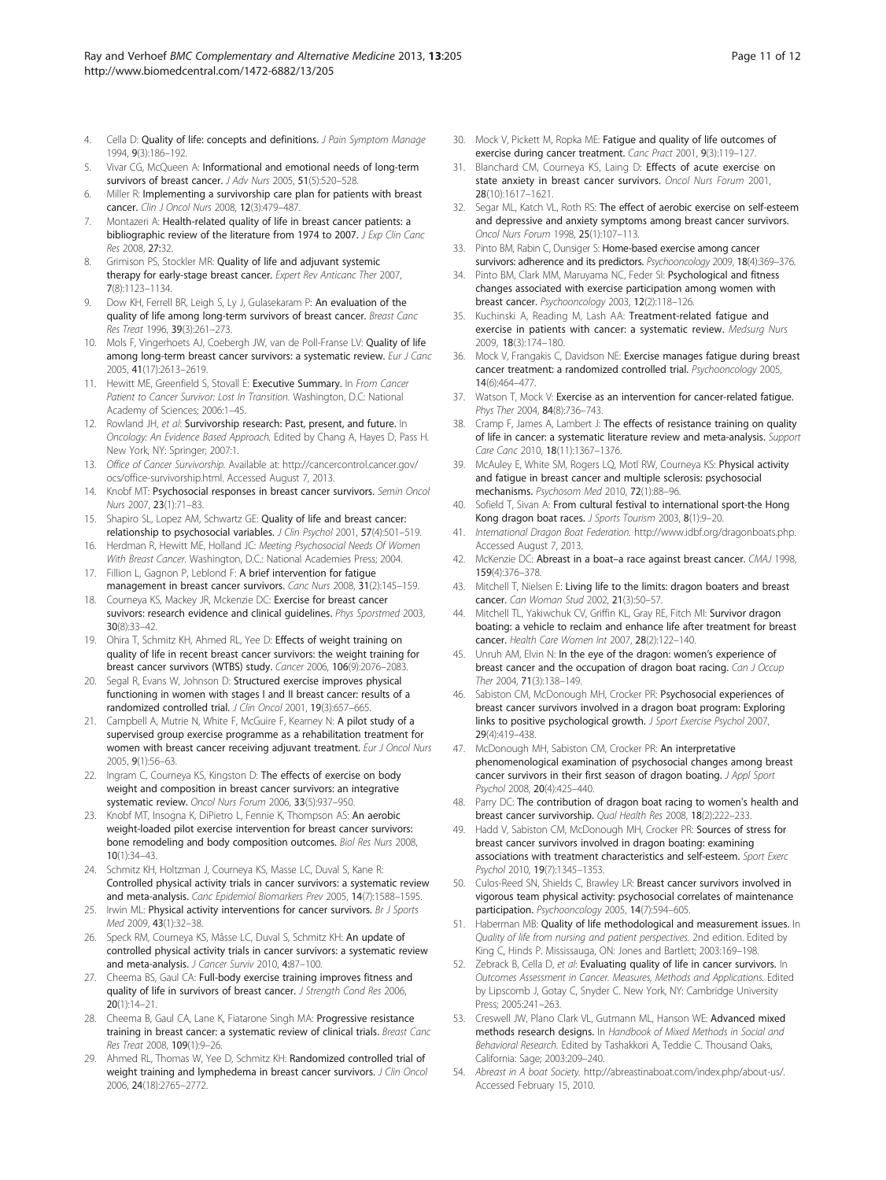4. Cella D: **Quality of life: concepts and definitions.** *J Pain Symptom Manage* 1994, **9**(3):186–192.
5. Vivar CG, McQueen A: **Informational and emotional needs of long-term survivors of breast cancer.** *J Adv Nurs* 2005, **51**(5):520–528.
6. Miller R: **Implementing a survivorship care plan for patients with breast cancer.** *Clin J Oncol Nurs* 2008, **12**(3):479–487.
7. Montazeri A: **Health-related quality of life in breast cancer patients: a bibliographic review of the literature from 1974 to 2007.** *J Exp Clin Canc Res* 2008, **27**:32.
8. Grimison PS, Stockler MR: **Quality of life and adjuvant systemic therapy for early-stage breast cancer.** *Expert Rev Anticanc Ther* 2007, **7**(8):1123–1134.
9. Dow KH, Ferrell BR, Leigh S, Ly J, Gulasekaram P: **An evaluation of the quality of life among long-term survivors of breast cancer.** *Breast Canc Res Treat* 1996, **39**(3):261–273.
10. Mols F, Vingerhoets AJ, Coebergh JW, van de Poll-Franse LV: **Quality of life among long-term breast cancer survivors: a systematic review.** *Eur J Canc* 2005, **41**(17):2613–2619.
11. Hewitt ME, Greenfield S, Stovall E: **Executive Summary.** In *From Cancer Patient to Cancer Survivor: Lost In Transition.* Washington, D.C: National Academy of Sciences; 2006:1–45.
12. Rowland JH, *et al*: **Survivorship research: Past, present, and future.** In *Oncology: An Evidence Based Approach.* Edited by Chang A, Hayes D, Pass H. New York, NY: Springer; 2007:1.
13. *Office of Cancer Survivorship.* Available at: http://cancercontrol.cancer.gov/ocs/office-survivorship.html. Accessed August 7, 2013.
14. Knobf MT: **Psychosocial responses in breast cancer survivors.** *Semin Oncol Nurs* 2007, **23**(1):71–83.
15. Shapiro SL, Lopez AM, Schwartz GE: **Quality of life and breast cancer: relationship to psychosocial variables.** *J Clin Psychol* 2001, **57**(4):501–519.
16. Herdman R, Hewitt ME, Holland JC: *Meeting Psychosocial Needs Of Women With Breast Cancer.* Washington, D.C.: National Academies Press; 2004.
17. Fillion L, Gagnon P, Leblond F: **A brief intervention for fatigue management in breast cancer survivors.** *Canc Nurs* 2008, **31**(2):145–159.
18. Courneya KS, Mackey JR, Mckenzie DC: **Exercise for breast cancer suvivors: research evidence and clinical guidelines.** *Phys Sportsmed* 2003, **30**(8):33–42.
19. Ohira T, Schmitz KH, Ahmed RL, Yee D: **Effects of weight training on quality of life in recent breast cancer survivors: the weight training for breast cancer survivors (WTBS) study.** *Cancer* 2006, **106**(9):2076–2083.
20. Segal R, Evans W, Johnson D: **Structured exercise improves physical functioning in women with stages I and II breast cancer: results of a randomized controlled trial.** *J Clin Oncol* 2001, **19**(3):657–665.
21. Campbell A, Mutrie N, White F, McGuire F, Kearney N: **A pilot study of a supervised group exercise programme as a rehabilitation treatment for women with breast cancer receiving adjuvant treatment.** *Eur J Oncol Nurs* 2005, **9**(1):56–63.
22. Ingram C, Courneya KS, Kingston D: **The effects of exercise on body weight and composition in breast cancer survivors: an integrative systematic review.** *Oncol Nurs Forum* 2006, **33**(5):937–950.
23. Knobf MT, Insogna K, DiPietro L, Fennie K, Thompson AS: **An aerobic weight-loaded pilot exercise intervention for breast cancer survivors: bone remodeling and body composition outcomes.** *Biol Res Nurs* 2008, **10**(1):34–43.
24. Schmitz KH, Holtzman J, Courneya KS, Masse LC, Duval S, Kane R: **Controlled physical activity trials in cancer survivors: a systematic review and meta-analysis.** *Canc Epidemiol Biomarkers Prev* 2005, **14**(7):1588–1595.
25. Irwin ML: **Physical activity interventions for cancer survivors.** *Br J Sports Med* 2009, **43**(1):32–38.
26. Speck RM, Courneya KS, Mâsse LC, Duval S, Schmitz KH: **An update of controlled physical activity trials in cancer survivors: a systematic review and meta-analysis.** *J Cancer Surviv* 2010, **4**:87–100.
27. Cheema BS, Gaul CA: **Full-body exercise training improves fitness and quality of life in survivors of breast cancer.** *J Strength Cond Res* 2006, **20**(1):14–21.
28. Cheema B, Gaul CA, Lane K, Fiatarone Singh MA: **Progressive resistance training in breast cancer: a systematic review of clinical trials.** *Breast Canc Res Treat* 2008, **109**(1):9–26.
29. Ahmed RL, Thomas W, Yee D, Schmitz KH: **Randomized controlled trial of weight training and lymphedema in breast cancer survivors.** *J Clin Oncol* 2006, **24**(18):2765–2772.
30. Mock V, Pickett M, Ropka ME: **Fatigue and quality of life outcomes of exercise during cancer treatment.** *Canc Pract* 2001, **9**(3):119–127.
31. Blanchard CM, Courneya KS, Laing D: **Effects of acute exercise on state anxiety in breast cancer survivors.** *Oncol Nurs Forum* 2001, **28**(10):1617–1621.
32. Segar ML, Katch VL, Roth RS: **The effect of aerobic exercise on self-esteem and depressive and anxiety symptoms among breast cancer survivors.** *Oncol Nurs Forum* 1998, **25**(1):107–113.
33. Pinto BM, Rabin C, Dunsiger S: **Home-based exercise among cancer survivors: adherence and its predictors.** *Psychooncology* 2009, **18**(4):369–376.
34. Pinto BM, Clark MM, Maruyama NC, Feder SI: **Psychological and fitness changes associated with exercise participation among women with breast cancer.** *Psychooncology* 2003, **12**(2):118–126.
35. Kuchinski A, Reading M, Lash AA: **Treatment-related fatigue and exercise in patients with cancer: a systematic review.** *Medsurg Nurs* 2009, **18**(3):174–180.
36. Mock V, Frangakis C, Davidson NE: **Exercise manages fatigue during breast cancer treatment: a randomized controlled trial.** *Psychooncology* 2005, **14**(6):464–477.
37. Watson T, Mock V: **Exercise as an intervention for cancer-related fatigue.** *Phys Ther* 2004, **84**(8):736–743.
38. Cramp F, James A, Lambert J: **The effects of resistance training on quality of life in cancer: a systematic literature review and meta-analysis.** *Support Care Canc* 2010, **18**(11):1367–1376.
39. McAuley E, White SM, Rogers LQ, Motl RW, Courneya KS: **Physical activity and fatigue in breast cancer and multiple sclerosis: psychosocial mechanisms.** *Psychosom Med* 2010, **72**(1):88–96.
40. Sofield T, Sivan A: **From cultural festival to international sport-the Hong Kong dragon boat races.** *J Sports Tourism* 2003, **8**(1):9–20.
41. *International Dragon Boat Federation.* http://www.idbf.org/dragonboats.php. Accessed August 7, 2013.
42. McKenzie DC: **Abreast in a boat–a race against breast cancer.** *CMAJ* 1998, **159**(4):376–378.
43. Mitchell T, Nielsen E: **Living life to the limits: dragon boaters and breast cancer.** *Can Woman Stud* 2002, **21**(3):50–57.
44. Mitchell TL, Yakiwchuk CV, Griffin KL, Gray RE, Fitch MI: **Survivor dragon boating: a vehicle to reclaim and enhance life after treatment for breast cancer.** *Health Care Women Int* 2007, **28**(2):122–140.
45. Unruh AM, Elvin N: **In the eye of the dragon: women's experience of breast cancer and the occupation of dragon boat racing.** *Can J Occup Ther* 2004, **71**(3):138–149.
46. Sabiston CM, McDonough MH, Crocker PR: **Psychosocial experiences of breast cancer survivors involved in a dragon boat program: Exploring links to positive psychological growth.** *J Sport Exercise Psychol* 2007, **29**(4):419–438.
47. McDonough MH, Sabiston CM, Crocker PR: **An interpretative phenomenological examination of psychosocial changes among breast cancer survivors in their first season of dragon boating.** *J Appl Sport Psychol* 2008, **20**(4):425–440.
48. Parry DC: **The contribution of dragon boat racing to women's health and breast cancer survivorship.** *Qual Health Res* 2008, **18**(2):222–233.
49. Hadd V, Sabiston CM, McDonough MH, Crocker PR: **Sources of stress for breast cancer survivors involved in dragon boating: examining associations with treatment characteristics and self-esteem.** *Sport Exerc Psychol* 2010, **19**(7):1345–1353.
50. Culos-Reed SN, Shields C, Brawley LR: **Breast cancer survivors involved in vigorous team physical activity: psychosocial correlates of maintenance participation.** *Psychooncology* 2005, **14**(7):594–605.
51. Haberman MB: **Quality of life methodological and measurement issues.** In *Quality of life from nursing and patient perspectives.* 2nd edition. Edited by King C, Hinds P. Mississauga, ON: Jones and Bartlett; 2003:169–198.
52. Zebrack B, Cella D, *et al*: **Evaluating quality of life in cancer survivors.** In *Outcomes Assessment in Cancer. Measures, Methods and Applications.* Edited by Lipscomb J, Gotay C, Snyder C. New York, NY: Cambridge University Press; 2005:241–263.
53. Creswell JW, Plano Clark VL, Gutmann ML, Hanson WE: **Advanced mixed methods research designs.** In *Handbook of Mixed Methods in Social and Behavioral Research.* Edited by Tashakkori A, Teddie C. Thousand Oaks, California: Sage; 2003:209–240.
54. *Abreast in A boat Society.* http://abreastinaboat.com/index.php/about-us/. Accessed February 15, 2010.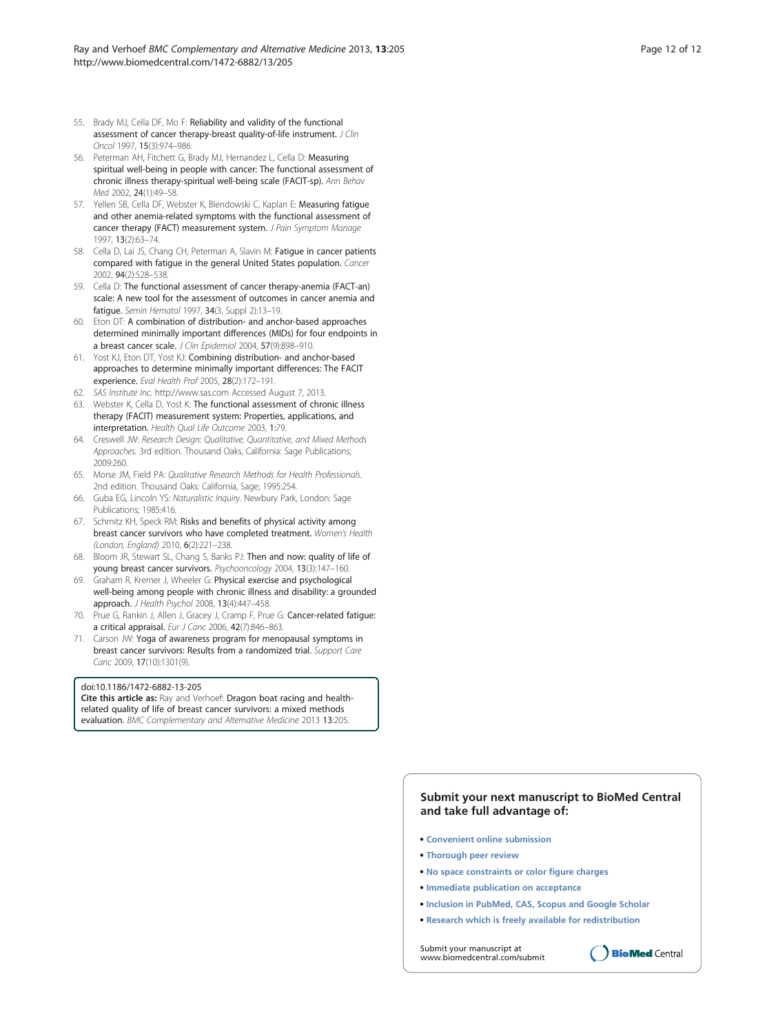55. Brady MJ, Cella DF, Mo F: **Reliability and validity of the functional assessment of cancer therapy-breast quality-of-life instrument.** *J Clin Oncol* 1997, **15**(3):974–986.
56. Peterman AH, Fitchett G, Brady MJ, Hernandez L, Cella D: **Measuring spiritual well-being in people with cancer: The functional assessment of chronic illness therapy-spiritual well-being scale (FACIT-sp).** *Ann Behav Med* 2002, **24**(1):49–58.
57. Yellen SB, Cella DF, Webster K, Blendowski C, Kaplan E: **Measuring fatigue and other anemia-related symptoms with the functional assessment of cancer therapy (FACT) measurement system.** *J Pain Symptom Manage* 1997, **13**(2):63–74.
58. Cella D, Lai JS, Chang CH, Peterman A, Slavin M: **Fatigue in cancer patients compared with fatigue in the general United States population.** *Cancer* 2002, **94**(2):528–538.
59. Cella D: **The functional assessment of cancer therapy-anemia (FACT-an) scale: A new tool for the assessment of outcomes in cancer anemia and fatigue.** *Semin Hematol* 1997, **34**(3, Suppl 2):13–19.
60. Eton DT: **A combination of distribution- and anchor-based approaches determined minimally important differences (MIDs) for four endpoints in a breast cancer scale.** *J Clin Epidemiol* 2004, **57**(9):898–910.
61. Yost KJ, Eton DT, Yost KJ: **Combining distribution- and anchor-based approaches to determine minimally important differences: The FACIT experience.** *Eval Health Prof* 2005, **28**(2):172–191.
62. *SAS Institute Inc.* http://www.sas.com Accessed August 7, 2013.
63. Webster K, Cella D, Yost K: **The functional assessment of chronic illness therapy (FACIT) measurement system: Properties, applications, and interpretation.** *Health Qual Life Outcome* 2003, **1**:79.
64. Creswell JW: *Research Design: Qualitative, Quantitative, and Mixed Methods Approaches.* 3rd edition. Thousand Oaks, California: Sage Publications; 2009:260.
65. Morse JM, Field PA: *Qualitative Research Methods for Health Professionals.* 2nd edition. Thousand Oaks: California, Sage; 1995:254.
66. Guba EG, Lincoln YS: *Naturalistic Inquiry.* Newbury Park, London: Sage Publications; 1985:416.
67. Schmitz KH, Speck RM: **Risks and benefits of physical activity among breast cancer survivors who have completed treatment.** *Women's Health (London, England)* 2010, **6**(2):221–238.
68. Bloom JR, Stewart SL, Chang S, Banks PJ: **Then and now: quality of life of young breast cancer survivors.** *Psychooncology* 2004, **13**(3):147–160.
69. Graham R, Kremer J, Wheeler G: **Physical exercise and psychological well-being among people with chronic illness and disability: a grounded approach.** *J Health Psychol* 2008, **13**(4):447–458.
70. Prue G, Rankin J, Allen J, Gracey J, Cramp F, Prue G: **Cancer-related fatigue: a critical appraisal.** *Eur J Canc* 2006, **42**(7):846–863.
71. Carson JW: **Yoga of awareness program for menopausal symptoms in breast cancer survivors: Results from a randomized trial.** *Support Care Canc* 2009, **17**(10):1301(9).

doi:10.1186/1472-6882-13-205

**Cite this article as:** Ray and Verhoef: Dragon boat racing and health-related quality of life of breast cancer survivors: a mixed methods evaluation. *BMC Complementary and Alternative Medicine* 2013 **13**:205.

**Submit your next manuscript to BioMed Central and take full advantage of:**

- **Convenient online submission**
- **Thorough peer review**
- **No space constraints or color figure charges**
- **Immediate publication on acceptance**
- **Inclusion in PubMed, CAS, Scopus and Google Scholar**
- **Research which is freely available for redistribution**

Submit your manuscript at www.biomedcentral.com/submit

BioMed Central